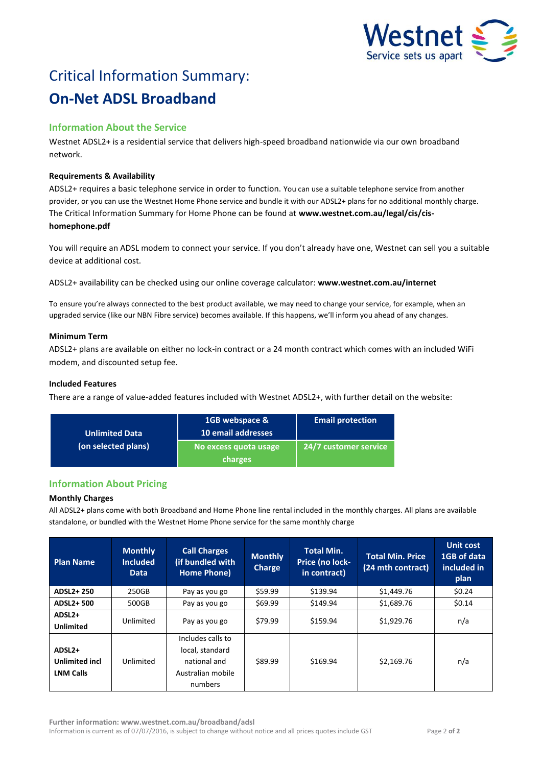# Critical Information Summary:

# On-Net ADSL Broadband

## Information About the Service

Westnet ADSL2+ is a residential service that delivers high-speed broadband nationwide via our own broadband network.

### Requirements & Availability

ADSL2+ requires a basic telephone service in order to function. You can use a suitable telephone service from another provider, or you can use the Westnet Home Phone service and bundle it with our ADSL2+ plans for no additional monthly charge. The Critical Information Summary for Home Phone can be found at **www.westnet.com.au/legal/cis/cis-homephone.pdf**

You will require an ADSL modem to connect your service. If you don't already have one, Westnet can sell you a suitable device at additional cost.

ADSL2+ availability can be checked using our online coverage calculator: **www.westnet.com.au/internet**

To ensure you're always connected to the best product available, we may need to change your service, for example, when an upgraded service (like our NBN Fibre service) becomes available. If this happens, we'll inform you ahead of any changes.

### Minimum Term

ADSL2+ plans are available on either no lock-in contract or a 24 month contract which comes with an included WiFi modem, and discounted setup fee.

### Included Features

There are a range of value-added features included with Westnet ADSL2+, with further detail on the website:

| Unlimited Data (on selected plans) | 1GB webspace & 10 email addresses | Email protection |
|---|---|---|
| | No excess quota usage charges | 24/7 customer service |

## Information About Pricing

### Monthly Charges

All ADSL2+ plans come with both Broadband and Home Phone line rental included in the monthly charges. All plans are available standalone, or bundled with the Westnet Home Phone service for the same monthly charge

| Plan Name | Monthly Included Data | Call Charges (if bundled with Home Phone) | Monthly Charge | Total Min. Price (no lock-in contract) | Total Min. Price (24 mth contract) | Unit cost 1GB of data included in plan |
|---|---|---|---|---|---|---|
| **ADSL2+ 250** | 250GB | Pay as you go | $59.99 | $139.94 | $1,449.76 | $0.24 |
| **ADSL2+ 500** | 500GB | Pay as you go | $69.99 | $149.94 | $1,689.76 | $0.14 |
| **ADSL2+ Unlimited** | Unlimited | Pay as you go | $79.99 | $159.94 | $1,929.76 | n/a |
| **ADSL2+ Unlimited incl LNM Calls** | Unlimited | Includes calls to local, standard national and Australian mobile numbers | $89.99 | $169.94 | $2,169.76 | n/a |

**Further information: www.westnet.com.au/broadband/adsl**

Information is current as of 07/07/2016, is subject to change without notice and all prices quotes include GST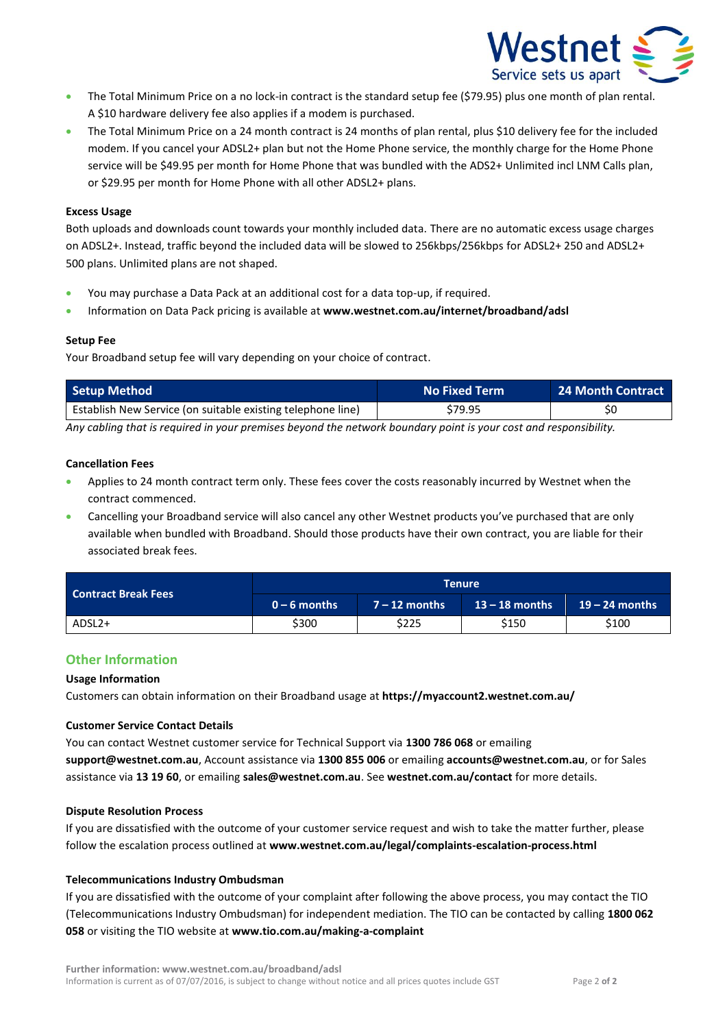- The Total Minimum Price on a no lock-in contract is the standard setup fee ($79.95) plus one month of plan rental. A $10 hardware delivery fee also applies if a modem is purchased.
- The Total Minimum Price on a 24 month contract is 24 months of plan rental, plus $10 delivery fee for the included modem. If you cancel your ADSL2+ plan but not the Home Phone service, the monthly charge for the Home Phone service will be $49.95 per month for Home Phone that was bundled with the ADS2+ Unlimited incl LNM Calls plan, or $29.95 per month for Home Phone with all other ADSL2+ plans.

**Excess Usage**

Both uploads and downloads count towards your monthly included data. There are no automatic excess usage charges on ADSL2+. Instead, traffic beyond the included data will be slowed to 256kbps/256kbps for ADSL2+ 250 and ADSL2+ 500 plans. Unlimited plans are not shaped.

- You may purchase a Data Pack at an additional cost for a data top-up, if required.
- Information on Data Pack pricing is available at **www.westnet.com.au/internet/broadband/adsl**

**Setup Fee**

Your Broadband setup fee will vary depending on your choice of contract.

| Setup Method | No Fixed Term | 24 Month Contract |
|---|---|---|
| Establish New Service (on suitable existing telephone line) | $79.95 | $0 |

*Any cabling that is required in your premises beyond the network boundary point is your cost and responsibility.*

**Cancellation Fees**

- Applies to 24 month contract term only. These fees cover the costs reasonably incurred by Westnet when the contract commenced.
- Cancelling your Broadband service will also cancel any other Westnet products you've purchased that are only available when bundled with Broadband. Should those products have their own contract, you are liable for their associated break fees.

| Contract Break Fees | Tenure | | | |
|---|---|---|---|---|
| | 0 – 6 months | 7 – 12 months | 13 – 18 months | 19 – 24 months |
| ADSL2+ | $300 | $225 | $150 | $100 |

## Other Information

**Usage Information**

Customers can obtain information on their Broadband usage at **https://myaccount2.westnet.com.au/**

**Customer Service Contact Details**

You can contact Westnet customer service for Technical Support via **1300 786 068** or emailing **support@westnet.com.au**, Account assistance via **1300 855 006** or emailing **accounts@westnet.com.au**, or for Sales assistance via **13 19 60**, or emailing **sales@westnet.com.au**. See **westnet.com.au/contact** for more details.

**Dispute Resolution Process**

If you are dissatisfied with the outcome of your customer service request and wish to take the matter further, please follow the escalation process outlined at **www.westnet.com.au/legal/complaints-escalation-process.html**

**Telecommunications Industry Ombudsman**

If you are dissatisfied with the outcome of your complaint after following the above process, you may contact the TIO (Telecommunications Industry Ombudsman) for independent mediation. The TIO can be contacted by calling **1800 062 058** or visiting the TIO website at **www.tio.com.au/making-a-complaint**

**Further information: www.westnet.com.au/broadband/adsl**
Information is current as of 07/07/2016, is subject to change without notice and all prices quotes include GST